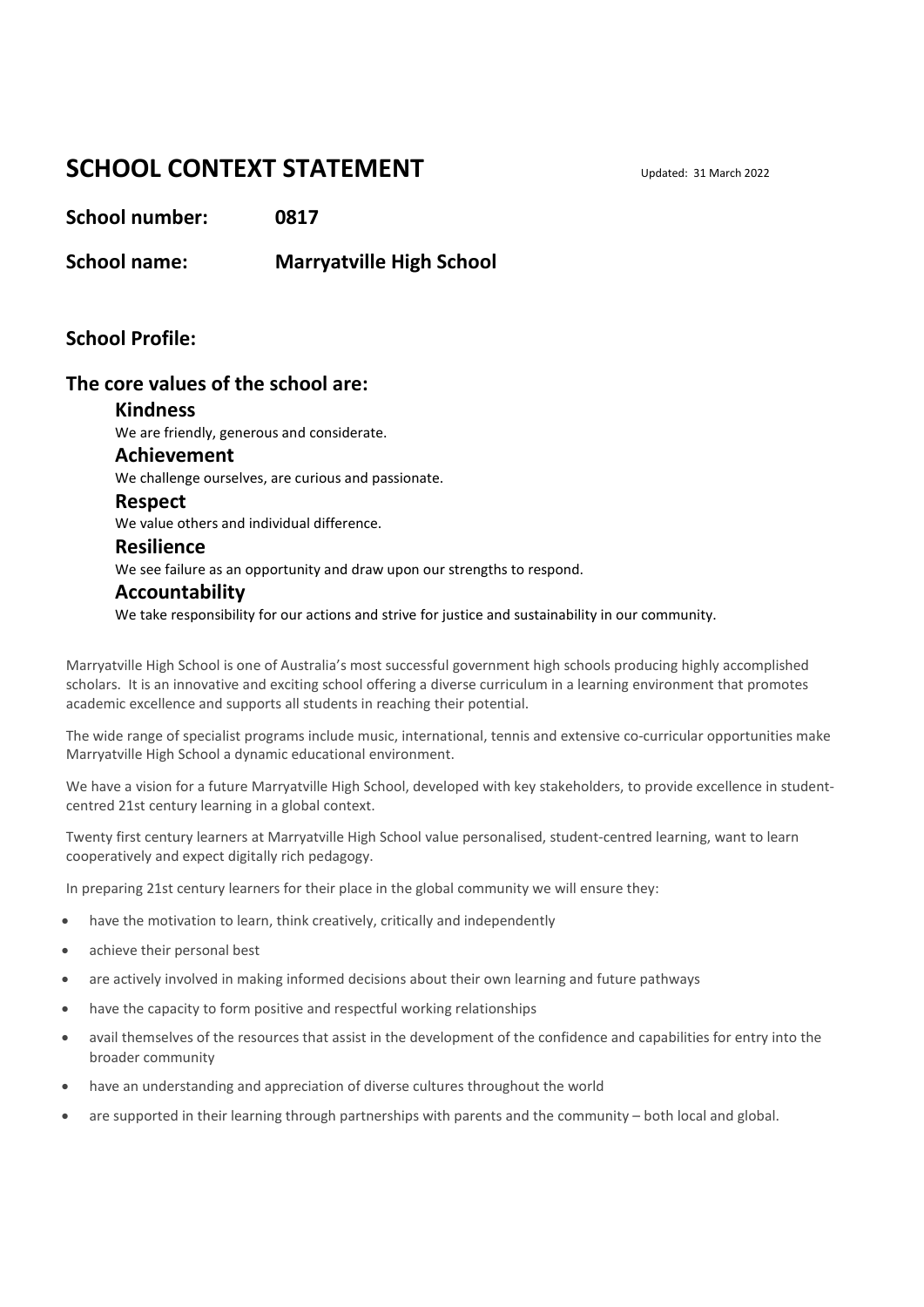# SCHOOL CONTEXT STATEMENT

Updated: 31 March 2022

**School number:** **0817**

**School name:** **Marryatville High School**

## School Profile:

## The core values of the school are:

### Kindness

We are friendly, generous and considerate.

### Achievement

We challenge ourselves, are curious and passionate.

### Respect

We value others and individual difference.

### Resilience

We see failure as an opportunity and draw upon our strengths to respond.

### Accountability

We take responsibility for our actions and strive for justice and sustainability in our community.

Marryatville High School is one of Australia's most successful government high schools producing highly accomplished scholars. It is an innovative and exciting school offering a diverse curriculum in a learning environment that promotes academic excellence and supports all students in reaching their potential.

The wide range of specialist programs include music, international, tennis and extensive co-curricular opportunities make Marryatville High School a dynamic educational environment.

We have a vision for a future Marryatville High School, developed with key stakeholders, to provide excellence in student-centred 21st century learning in a global context.

Twenty first century learners at Marryatville High School value personalised, student-centred learning, want to learn cooperatively and expect digitally rich pedagogy.

In preparing 21st century learners for their place in the global community we will ensure they:

- have the motivation to learn, think creatively, critically and independently
- achieve their personal best
- are actively involved in making informed decisions about their own learning and future pathways
- have the capacity to form positive and respectful working relationships
- avail themselves of the resources that assist in the development of the confidence and capabilities for entry into the broader community
- have an understanding and appreciation of diverse cultures throughout the world
- are supported in their learning through partnerships with parents and the community – both local and global.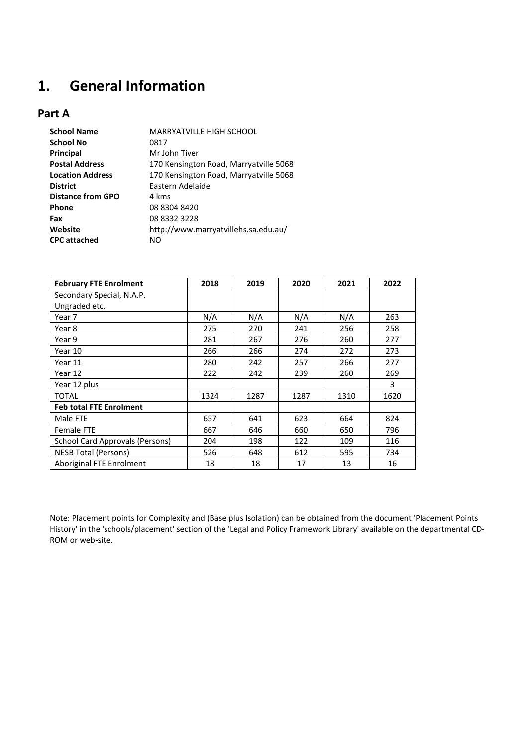# 1. General Information

## Part A

| | |
|---|---|
| **School Name** | MARRYATVILLE HIGH SCHOOL |
| **School No** | 0817 |
| **Principal** | Mr John Tiver |
| **Postal Address** | 170 Kensington Road, Marryatville 5068 |
| **Location Address** | 170 Kensington Road, Marryatville 5068 |
| **District** | Eastern Adelaide |
| **Distance from GPO** | 4 kms |
| **Phone** | 08 8304 8420 |
| **Fax** | 08 8332 3228 |
| **Website** | http://www.marryatvillehs.sa.edu.au/ |
| **CPC attached** | NO |

| **February FTE Enrolment** | **2018** | **2019** | **2020** | **2021** | **2022** |
|---|---|---|---|---|---|
| Secondary Special, N.A.P. Ungraded etc. | | | | | |
| Year 7 | N/A | N/A | N/A | N/A | 263 |
| Year 8 | 275 | 270 | 241 | 256 | 258 |
| Year 9 | 281 | 267 | 276 | 260 | 277 |
| Year 10 | 266 | 266 | 274 | 272 | 273 |
| Year 11 | 280 | 242 | 257 | 266 | 277 |
| Year 12 | 222 | 242 | 239 | 260 | 269 |
| Year 12 plus | | | | | 3 |
| TOTAL | 1324 | 1287 | 1287 | 1310 | 1620 |
| **Feb total FTE Enrolment** | | | | | |
| Male FTE | 657 | 641 | 623 | 664 | 824 |
| Female FTE | 667 | 646 | 660 | 650 | 796 |
| School Card Approvals (Persons) | 204 | 198 | 122 | 109 | 116 |
| NESB Total (Persons) | 526 | 648 | 612 | 595 | 734 |
| Aboriginal FTE Enrolment | 18 | 18 | 17 | 13 | 16 |

Note: Placement points for Complexity and (Base plus Isolation) can be obtained from the document 'Placement Points History' in the 'schools/placement' section of the 'Legal and Policy Framework Library' available on the departmental CD-ROM or web-site.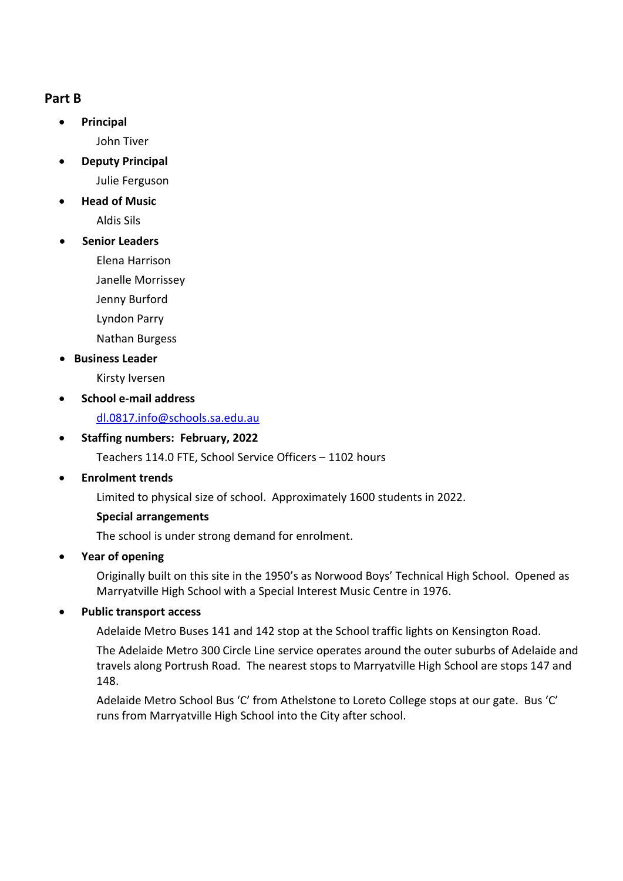## Part B

- **Principal**

  John Tiver

- **Deputy Principal**

  Julie Ferguson

- **Head of Music**

  Aldis Sils

- **Senior Leaders**

  Elena Harrison

  Janelle Morrissey

  Jenny Burford

  Lyndon Parry

  Nathan Burgess

- **Business Leader**

  Kirsty Iversen

- **School e-mail address**

  dl.0817.info@schools.sa.edu.au

- **Staffing numbers: February, 2022**

  Teachers 114.0 FTE, School Service Officers – 1102 hours

- **Enrolment trends**

  Limited to physical size of school. Approximately 1600 students in 2022.

  **Special arrangements**

  The school is under strong demand for enrolment.

- **Year of opening**

  Originally built on this site in the 1950's as Norwood Boys' Technical High School. Opened as Marryatville High School with a Special Interest Music Centre in 1976.

- **Public transport access**

  Adelaide Metro Buses 141 and 142 stop at the School traffic lights on Kensington Road.

  The Adelaide Metro 300 Circle Line service operates around the outer suburbs of Adelaide and travels along Portrush Road. The nearest stops to Marryatville High School are stops 147 and 148.

  Adelaide Metro School Bus 'C' from Athelstone to Loreto College stops at our gate. Bus 'C' runs from Marryatville High School into the City after school.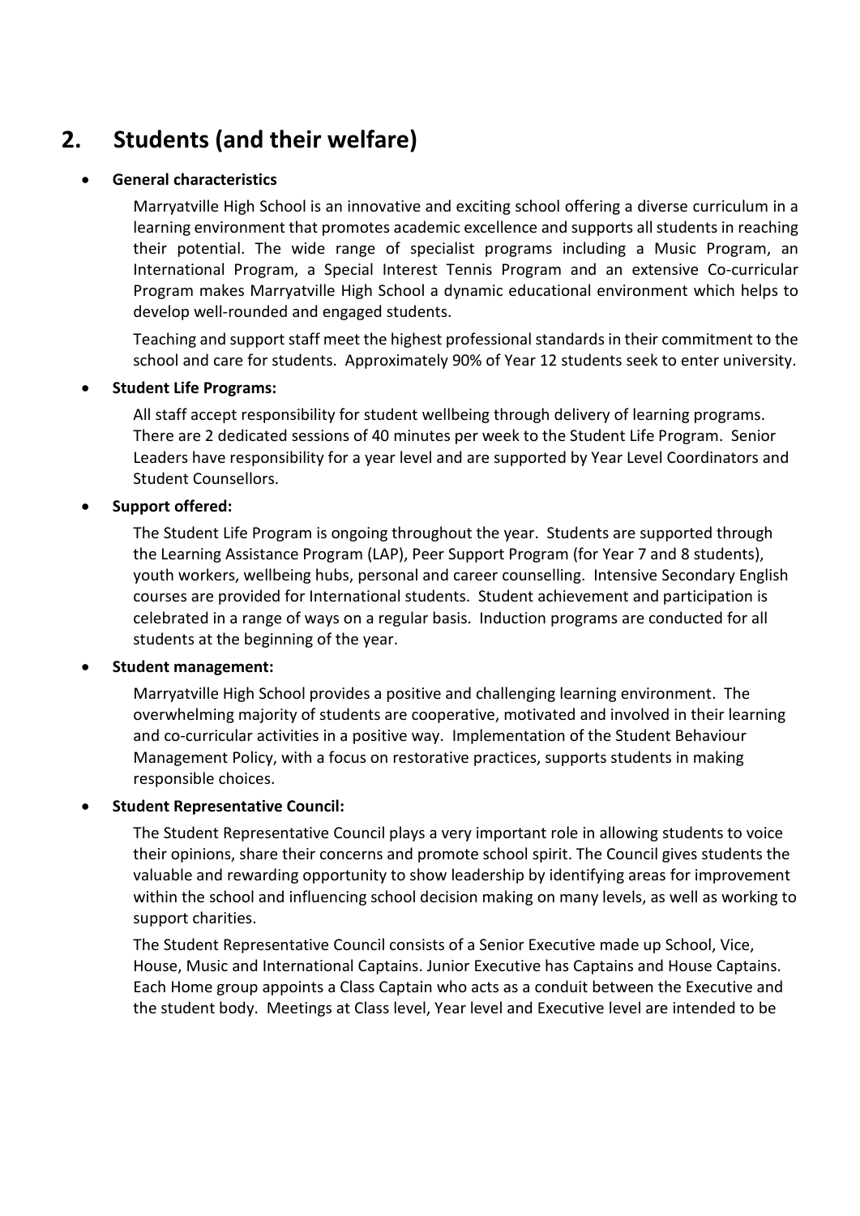## 2. Students (and their welfare)

- **General characteristics**

  Marryatville High School is an innovative and exciting school offering a diverse curriculum in a learning environment that promotes academic excellence and supports all students in reaching their potential. The wide range of specialist programs including a Music Program, an International Program, a Special Interest Tennis Program and an extensive Co-curricular Program makes Marryatville High School a dynamic educational environment which helps to develop well-rounded and engaged students.

  Teaching and support staff meet the highest professional standards in their commitment to the school and care for students. Approximately 90% of Year 12 students seek to enter university.

- **Student Life Programs:**

  All staff accept responsibility for student wellbeing through delivery of learning programs. There are 2 dedicated sessions of 40 minutes per week to the Student Life Program. Senior Leaders have responsibility for a year level and are supported by Year Level Coordinators and Student Counsellors.

- **Support offered:**

  The Student Life Program is ongoing throughout the year. Students are supported through the Learning Assistance Program (LAP), Peer Support Program (for Year 7 and 8 students), youth workers, wellbeing hubs, personal and career counselling. Intensive Secondary English courses are provided for International students. Student achievement and participation is celebrated in a range of ways on a regular basis. Induction programs are conducted for all students at the beginning of the year.

- **Student management:**

  Marryatville High School provides a positive and challenging learning environment. The overwhelming majority of students are cooperative, motivated and involved in their learning and co-curricular activities in a positive way. Implementation of the Student Behaviour Management Policy, with a focus on restorative practices, supports students in making responsible choices.

- **Student Representative Council:**

  The Student Representative Council plays a very important role in allowing students to voice their opinions, share their concerns and promote school spirit. The Council gives students the valuable and rewarding opportunity to show leadership by identifying areas for improvement within the school and influencing school decision making on many levels, as well as working to support charities.

  The Student Representative Council consists of a Senior Executive made up School, Vice, House, Music and International Captains. Junior Executive has Captains and House Captains. Each Home group appoints a Class Captain who acts as a conduit between the Executive and the student body. Meetings at Class level, Year level and Executive level are intended to be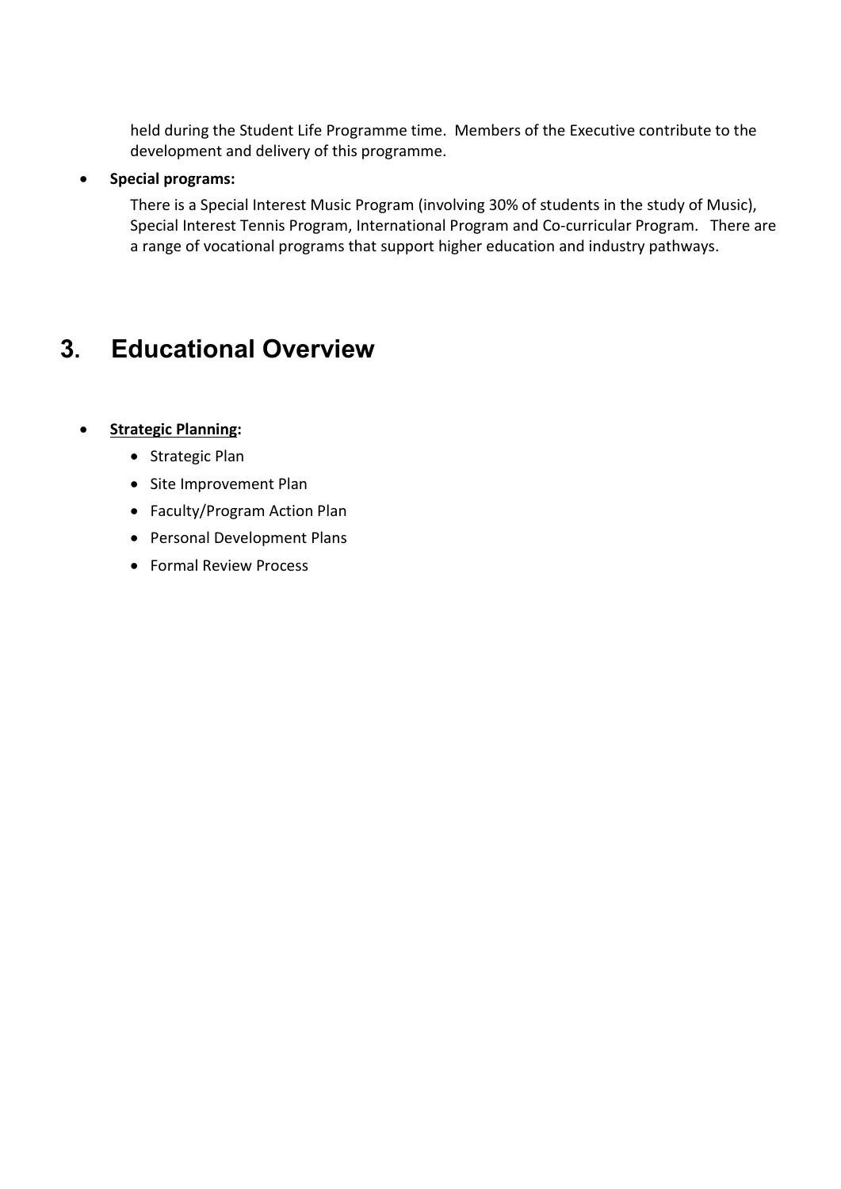held during the Student Life Programme time. Members of the Executive contribute to the development and delivery of this programme.

- **Special programs:**

  There is a Special Interest Music Program (involving 30% of students in the study of Music), Special Interest Tennis Program, International Program and Co-curricular Program. There are a range of vocational programs that support higher education and industry pathways.

# 3. Educational Overview

- **Strategic Planning:**
  - Strategic Plan
  - Site Improvement Plan
  - Faculty/Program Action Plan
  - Personal Development Plans
  - Formal Review Process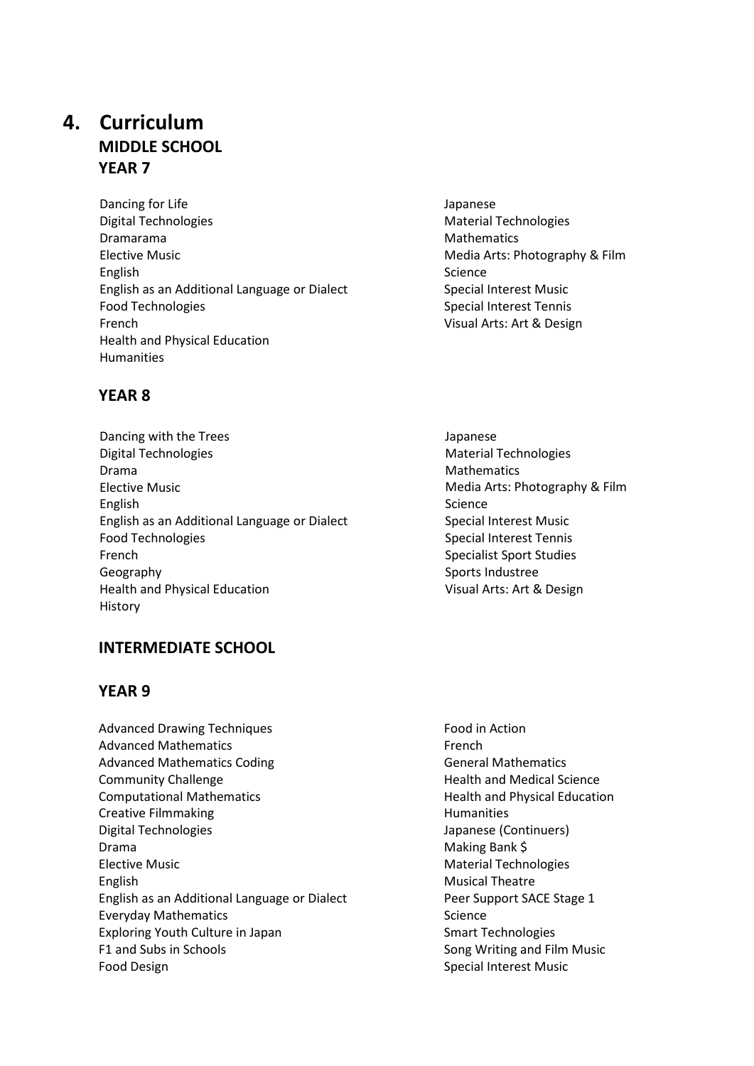# 4. Curriculum

## MIDDLE SCHOOL

### YEAR 7

Dancing for Life
Digital Technologies
Dramarama
Elective Music
English
English as an Additional Language or Dialect
Food Technologies
French
Health and Physical Education
Humanities
Japanese
Material Technologies
Mathematics
Media Arts: Photography & Film
Science
Special Interest Music
Special Interest Tennis
Visual Arts: Art & Design

### YEAR 8

Dancing with the Trees
Digital Technologies
Drama
Elective Music
English
English as an Additional Language or Dialect
Food Technologies
French
Geography
Health and Physical Education
History
Japanese
Material Technologies
Mathematics
Media Arts: Photography & Film
Science
Special Interest Music
Special Interest Tennis
Specialist Sport Studies
Sports Industree
Visual Arts: Art & Design

## INTERMEDIATE SCHOOL

### YEAR 9

Advanced Drawing Techniques
Advanced Mathematics
Advanced Mathematics Coding
Community Challenge
Computational Mathematics
Creative Filmmaking
Digital Technologies
Drama
Elective Music
English
English as an Additional Language or Dialect
Everyday Mathematics
Exploring Youth Culture in Japan
F1 and Subs in Schools
Food Design
Food in Action
French
General Mathematics
Health and Medical Science
Health and Physical Education
Humanities
Japanese (Continuers)
Making Bank $
Material Technologies
Musical Theatre
Peer Support SACE Stage 1
Science
Smart Technologies
Song Writing and Film Music
Special Interest Music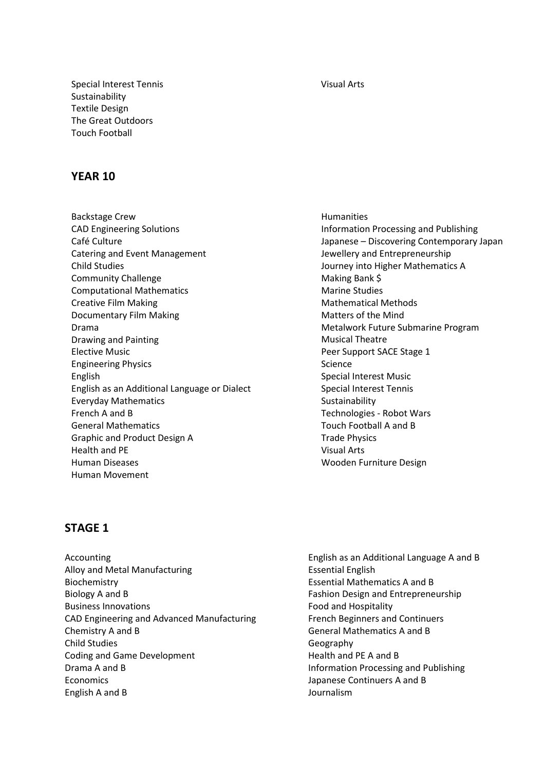Special Interest Tennis
Sustainability
Textile Design
The Great Outdoors
Touch Football
Visual Arts

## YEAR 10

Backstage Crew
CAD Engineering Solutions
Café Culture
Catering and Event Management
Child Studies
Community Challenge
Computational Mathematics
Creative Film Making
Documentary Film Making
Drama
Drawing and Painting
Elective Music
Engineering Physics
English
English as an Additional Language or Dialect
Everyday Mathematics
French A and B
General Mathematics
Graphic and Product Design A
Health and PE
Human Diseases
Human Movement
Humanities
Information Processing and Publishing
Japanese – Discovering Contemporary Japan
Jewellery and Entrepreneurship
Journey into Higher Mathematics A
Making Bank $
Marine Studies
Mathematical Methods
Matters of the Mind
Metalwork Future Submarine Program
Musical Theatre
Peer Support SACE Stage 1
Science
Special Interest Music
Special Interest Tennis
Sustainability
Technologies - Robot Wars
Touch Football A and B
Trade Physics
Visual Arts
Wooden Furniture Design

## STAGE 1

Accounting
Alloy and Metal Manufacturing
Biochemistry
Biology A and B
Business Innovations
CAD Engineering and Advanced Manufacturing
Chemistry A and B
Child Studies
Coding and Game Development
Drama A and B
Economics
English A and B
English as an Additional Language A and B
Essential English
Essential Mathematics A and B
Fashion Design and Entrepreneurship
Food and Hospitality
French Beginners and Continuers
General Mathematics A and B
Geography
Health and PE A and B
Information Processing and Publishing
Japanese Continuers A and B
Journalism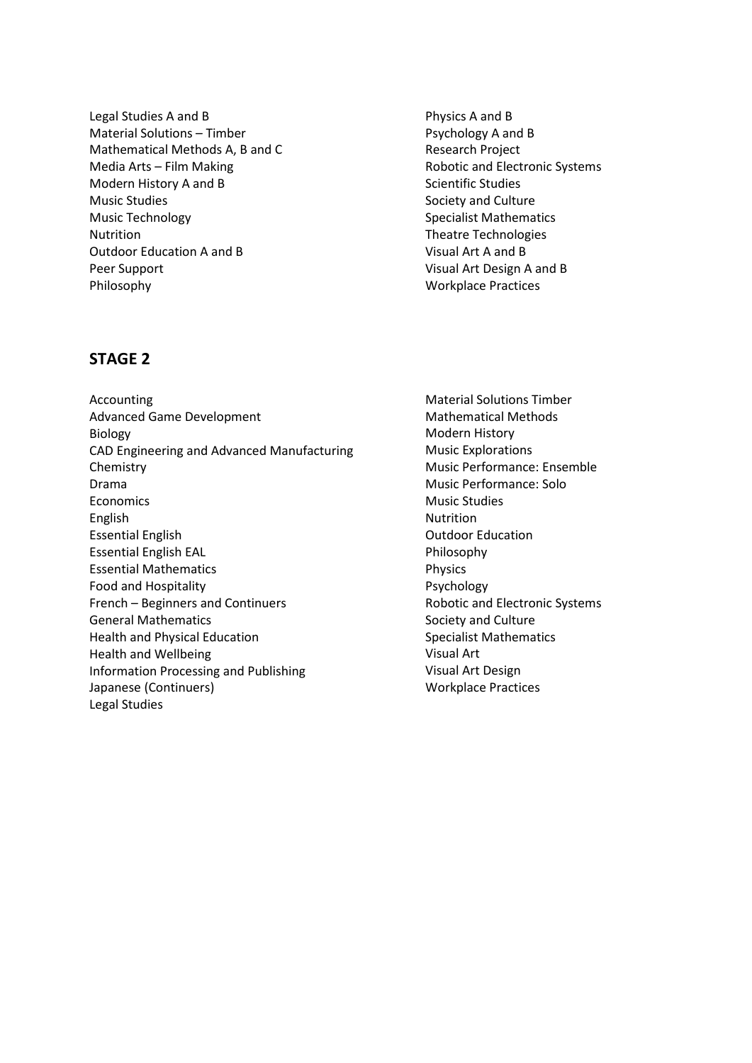Legal Studies A and B
Material Solutions – Timber
Mathematical Methods A, B and C
Media Arts – Film Making
Modern History A and B
Music Studies
Music Technology
Nutrition
Outdoor Education A and B
Peer Support
Philosophy
Physics A and B
Psychology A and B
Research Project
Robotic and Electronic Systems
Scientific Studies
Society and Culture
Specialist Mathematics
Theatre Technologies
Visual Art A and B
Visual Art Design A and B
Workplace Practices

## STAGE 2

Accounting
Advanced Game Development
Biology
CAD Engineering and Advanced Manufacturing
Chemistry
Drama
Economics
English
Essential English
Essential English EAL
Essential Mathematics
Food and Hospitality
French – Beginners and Continuers
General Mathematics
Health and Physical Education
Health and Wellbeing
Information Processing and Publishing
Japanese (Continuers)
Legal Studies
Material Solutions Timber
Mathematical Methods
Modern History
Music Explorations
Music Performance: Ensemble
Music Performance: Solo
Music Studies
Nutrition
Outdoor Education
Philosophy
Physics
Psychology
Robotic and Electronic Systems
Society and Culture
Specialist Mathematics
Visual Art
Visual Art Design
Workplace Practices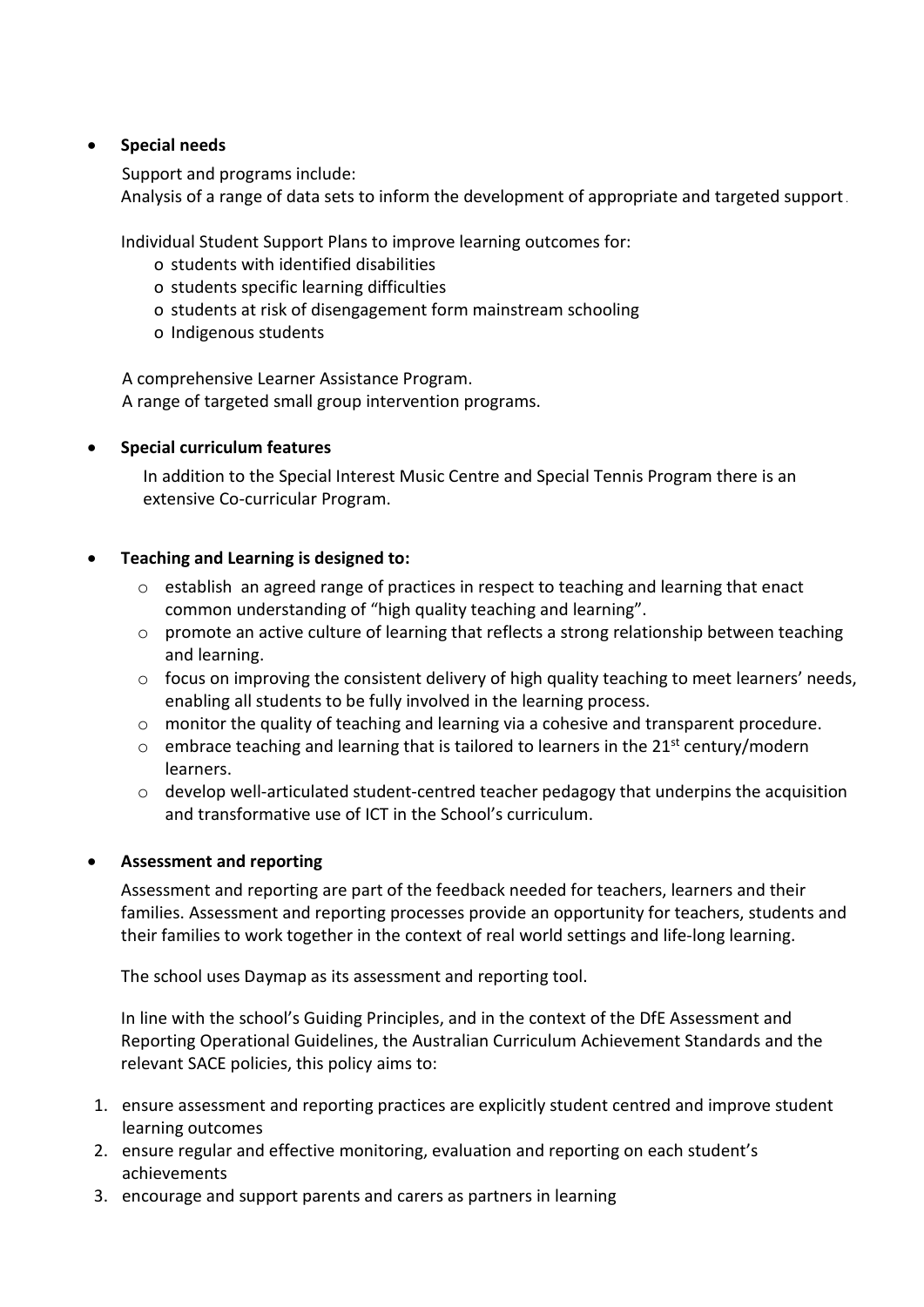- **Special needs**

  Support and programs include:
  Analysis of a range of data sets to inform the development of appropriate and targeted support.

  Individual Student Support Plans to improve learning outcomes for:
    - students with identified disabilities
    - students specific learning difficulties
    - students at risk of disengagement form mainstream schooling
    - Indigenous students

  A comprehensive Learner Assistance Program.
  A range of targeted small group intervention programs.

- **Special curriculum features**

  In addition to the Special Interest Music Centre and Special Tennis Program there is an extensive Co-curricular Program.

- **Teaching and Learning is designed to:**
    - establish an agreed range of practices in respect to teaching and learning that enact common understanding of "high quality teaching and learning".
    - promote an active culture of learning that reflects a strong relationship between teaching and learning.
    - focus on improving the consistent delivery of high quality teaching to meet learners' needs, enabling all students to be fully involved in the learning process.
    - monitor the quality of teaching and learning via a cohesive and transparent procedure.
    - embrace teaching and learning that is tailored to learners in the 21st century/modern learners.
    - develop well-articulated student-centred teacher pedagogy that underpins the acquisition and transformative use of ICT in the School's curriculum.

- **Assessment and reporting**

  Assessment and reporting are part of the feedback needed for teachers, learners and their families. Assessment and reporting processes provide an opportunity for teachers, students and their families to work together in the context of real world settings and life-long learning.

  The school uses Daymap as its assessment and reporting tool.

  In line with the school's Guiding Principles, and in the context of the DfE Assessment and Reporting Operational Guidelines, the Australian Curriculum Achievement Standards and the relevant SACE policies, this policy aims to:

1. ensure assessment and reporting practices are explicitly student centred and improve student learning outcomes
2. ensure regular and effective monitoring, evaluation and reporting on each student's achievements
3. encourage and support parents and carers as partners in learning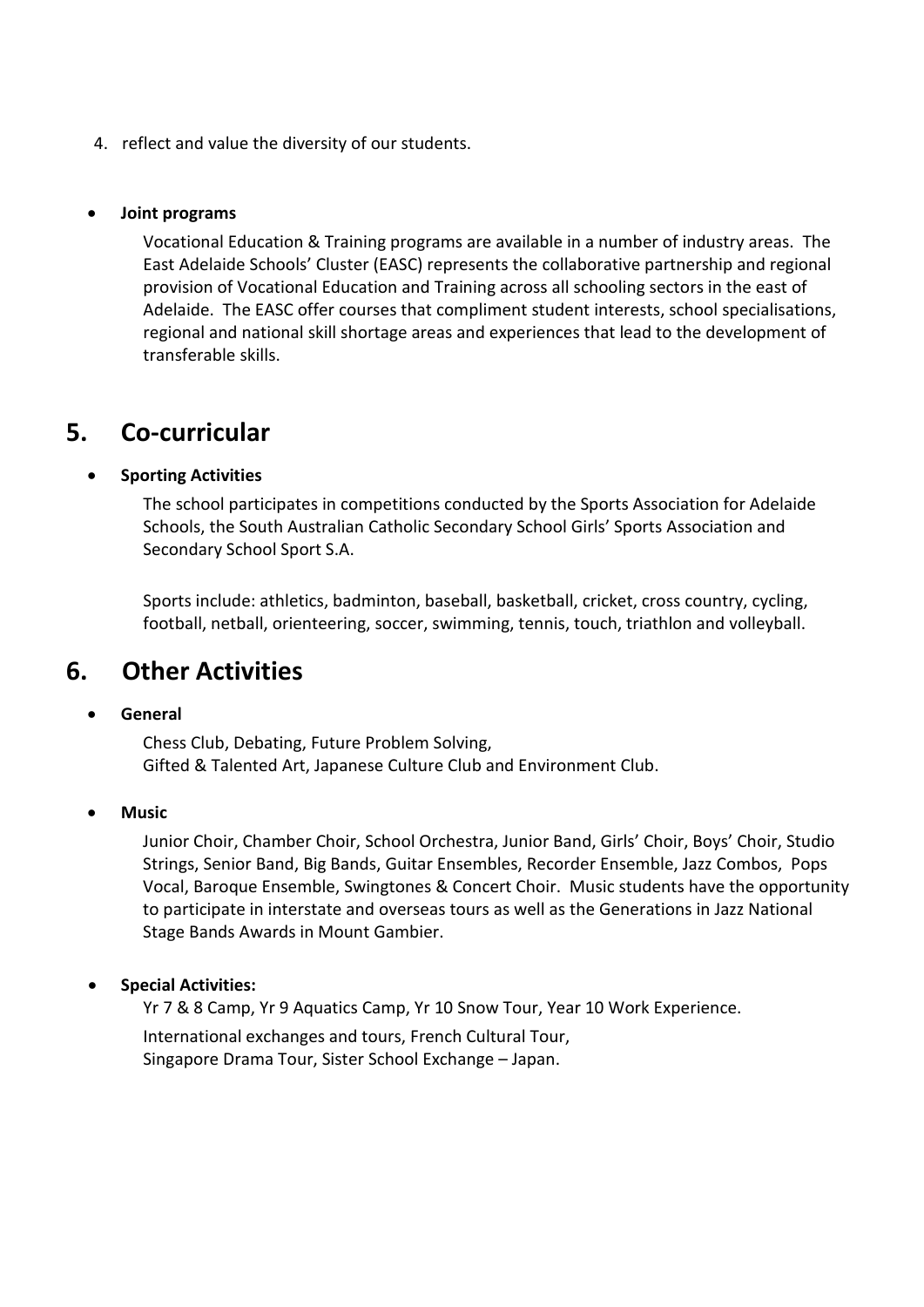4. reflect and value the diversity of our students.

- **Joint programs**

  Vocational Education & Training programs are available in a number of industry areas. The East Adelaide Schools' Cluster (EASC) represents the collaborative partnership and regional provision of Vocational Education and Training across all schooling sectors in the east of Adelaide. The EASC offer courses that compliment student interests, school specialisations, regional and national skill shortage areas and experiences that lead to the development of transferable skills.

## 5. Co-curricular

- **Sporting Activities**

  The school participates in competitions conducted by the Sports Association for Adelaide Schools, the South Australian Catholic Secondary School Girls' Sports Association and Secondary School Sport S.A.

  Sports include: athletics, badminton, baseball, basketball, cricket, cross country, cycling, football, netball, orienteering, soccer, swimming, tennis, touch, triathlon and volleyball.

## 6. Other Activities

- **General**

  Chess Club, Debating, Future Problem Solving,
  Gifted & Talented Art, Japanese Culture Club and Environment Club.

- **Music**

  Junior Choir, Chamber Choir, School Orchestra, Junior Band, Girls' Choir, Boys' Choir, Studio Strings, Senior Band, Big Bands, Guitar Ensembles, Recorder Ensemble, Jazz Combos, Pops Vocal, Baroque Ensemble, Swingtones & Concert Choir. Music students have the opportunity to participate in interstate and overseas tours as well as the Generations in Jazz National Stage Bands Awards in Mount Gambier.

- **Special Activities:**

  Yr 7 & 8 Camp, Yr 9 Aquatics Camp, Yr 10 Snow Tour, Year 10 Work Experience.

  International exchanges and tours, French Cultural Tour,
  Singapore Drama Tour, Sister School Exchange – Japan.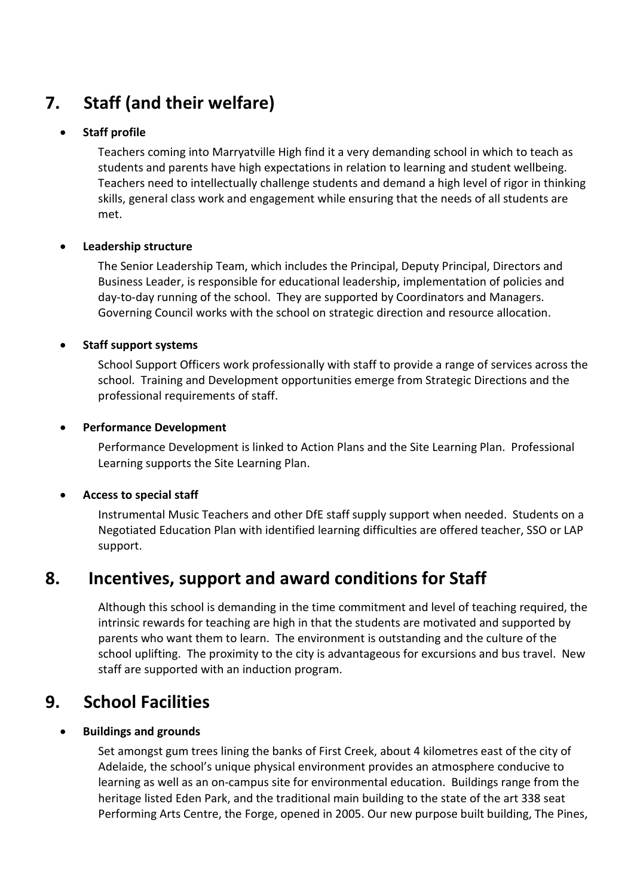## 7. Staff (and their welfare)

- **Staff profile**

  Teachers coming into Marryatville High find it a very demanding school in which to teach as students and parents have high expectations in relation to learning and student wellbeing. Teachers need to intellectually challenge students and demand a high level of rigor in thinking skills, general class work and engagement while ensuring that the needs of all students are met.

- **Leadership structure**

  The Senior Leadership Team, which includes the Principal, Deputy Principal, Directors and Business Leader, is responsible for educational leadership, implementation of policies and day-to-day running of the school. They are supported by Coordinators and Managers. Governing Council works with the school on strategic direction and resource allocation.

- **Staff support systems**

  School Support Officers work professionally with staff to provide a range of services across the school. Training and Development opportunities emerge from Strategic Directions and the professional requirements of staff.

- **Performance Development**

  Performance Development is linked to Action Plans and the Site Learning Plan. Professional Learning supports the Site Learning Plan.

- **Access to special staff**

  Instrumental Music Teachers and other DfE staff supply support when needed. Students on a Negotiated Education Plan with identified learning difficulties are offered teacher, SSO or LAP support.

## 8. Incentives, support and award conditions for Staff

Although this school is demanding in the time commitment and level of teaching required, the intrinsic rewards for teaching are high in that the students are motivated and supported by parents who want them to learn. The environment is outstanding and the culture of the school uplifting. The proximity to the city is advantageous for excursions and bus travel. New staff are supported with an induction program.

## 9. School Facilities

- **Buildings and grounds**

  Set amongst gum trees lining the banks of First Creek, about 4 kilometres east of the city of Adelaide, the school's unique physical environment provides an atmosphere conducive to learning as well as an on-campus site for environmental education. Buildings range from the heritage listed Eden Park, and the traditional main building to the state of the art 338 seat Performing Arts Centre, the Forge, opened in 2005. Our new purpose built building, The Pines,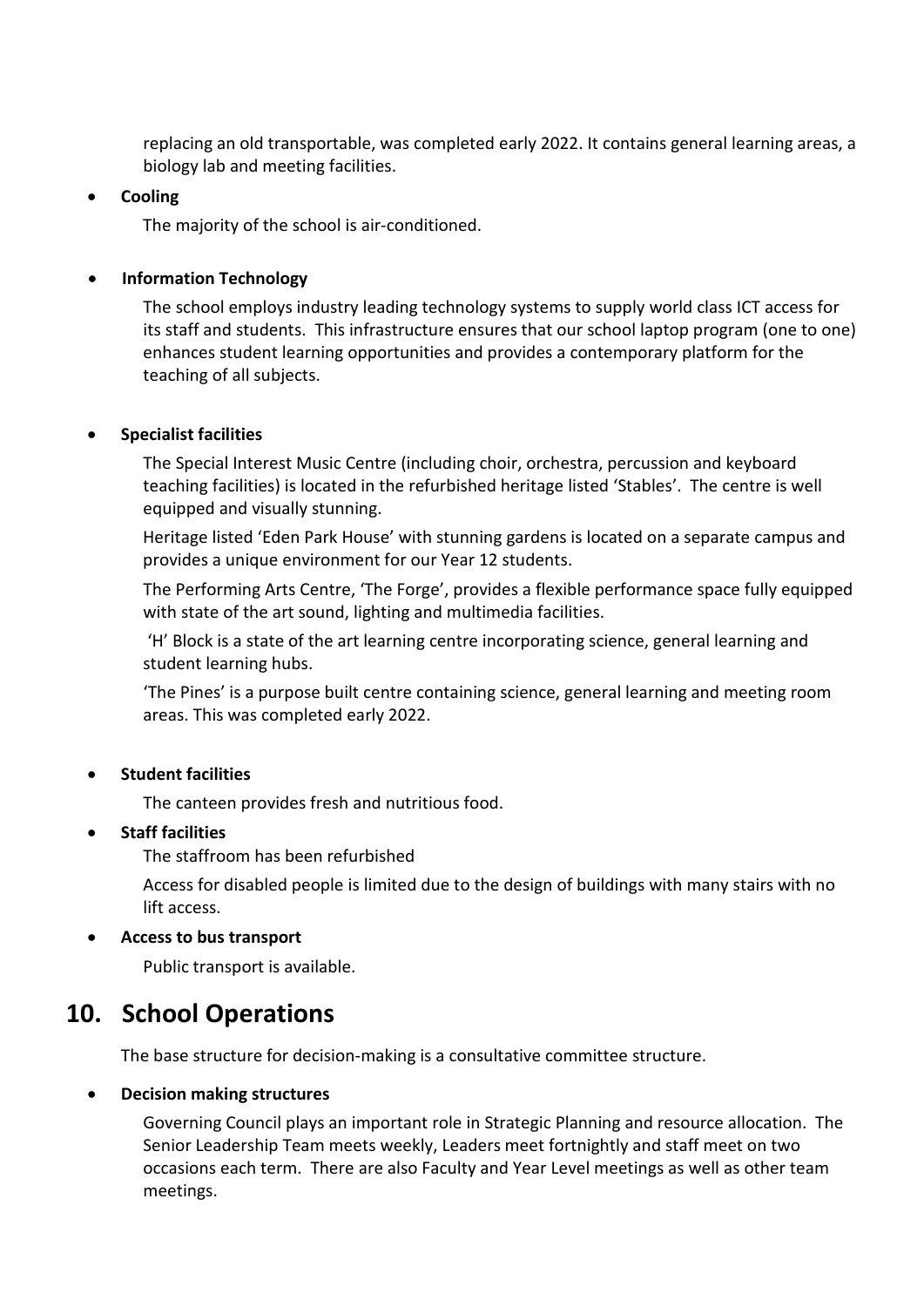replacing an old transportable, was completed early 2022. It contains general learning areas, a biology lab and meeting facilities.

- **Cooling**

  The majority of the school is air-conditioned.

- **Information Technology**

  The school employs industry leading technology systems to supply world class ICT access for its staff and students. This infrastructure ensures that our school laptop program (one to one) enhances student learning opportunities and provides a contemporary platform for the teaching of all subjects.

- **Specialist facilities**

  The Special Interest Music Centre (including choir, orchestra, percussion and keyboard teaching facilities) is located in the refurbished heritage listed 'Stables'. The centre is well equipped and visually stunning.

  Heritage listed 'Eden Park House' with stunning gardens is located on a separate campus and provides a unique environment for our Year 12 students.

  The Performing Arts Centre, 'The Forge', provides a flexible performance space fully equipped with state of the art sound, lighting and multimedia facilities.

  'H' Block is a state of the art learning centre incorporating science, general learning and student learning hubs.

  'The Pines' is a purpose built centre containing science, general learning and meeting room areas. This was completed early 2022.

- **Student facilities**

  The canteen provides fresh and nutritious food.

- **Staff facilities**

  The staffroom has been refurbished

  Access for disabled people is limited due to the design of buildings with many stairs with no lift access.

- **Access to bus transport**

  Public transport is available.

## 10. School Operations

The base structure for decision-making is a consultative committee structure.

- **Decision making structures**

  Governing Council plays an important role in Strategic Planning and resource allocation. The Senior Leadership Team meets weekly, Leaders meet fortnightly and staff meet on two occasions each term. There are also Faculty and Year Level meetings as well as other team meetings.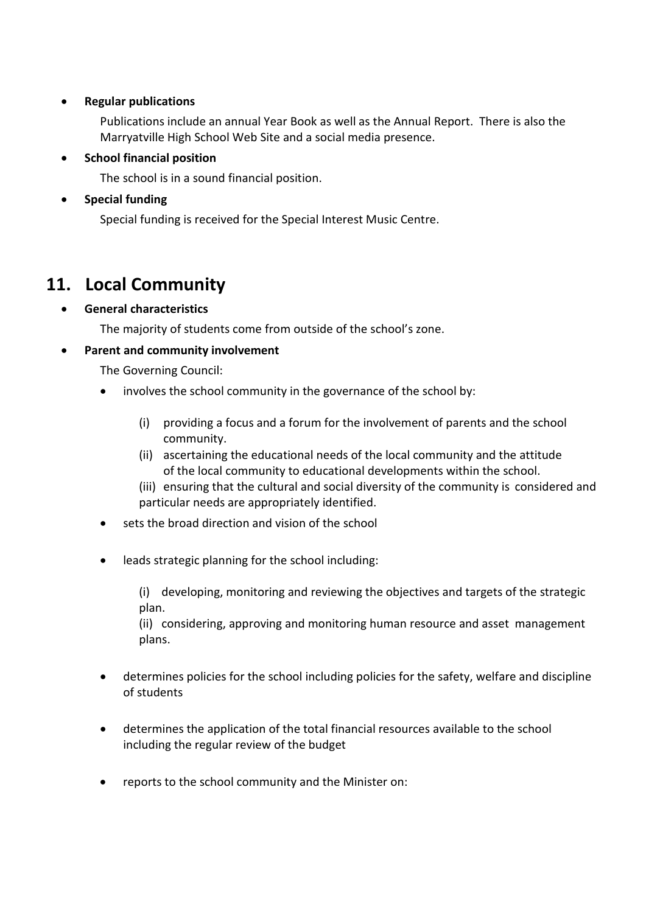- **Regular publications**

  Publications include an annual Year Book as well as the Annual Report. There is also the Marryatville High School Web Site and a social media presence.

- **School financial position**

  The school is in a sound financial position.

- **Special funding**

  Special funding is received for the Special Interest Music Centre.

## 11. Local Community

- **General characteristics**

  The majority of students come from outside of the school's zone.

- **Parent and community involvement**

  The Governing Council:

  - involves the school community in the governance of the school by:

    (i) providing a focus and a forum for the involvement of parents and the school community.

    (ii) ascertaining the educational needs of the local community and the attitude of the local community to educational developments within the school.

    (iii) ensuring that the cultural and social diversity of the community is considered and particular needs are appropriately identified.

  - sets the broad direction and vision of the school

  - leads strategic planning for the school including:

    (i) developing, monitoring and reviewing the objectives and targets of the strategic plan.

    (ii) considering, approving and monitoring human resource and asset management plans.

  - determines policies for the school including policies for the safety, welfare and discipline of students

  - determines the application of the total financial resources available to the school including the regular review of the budget

  - reports to the school community and the Minister on: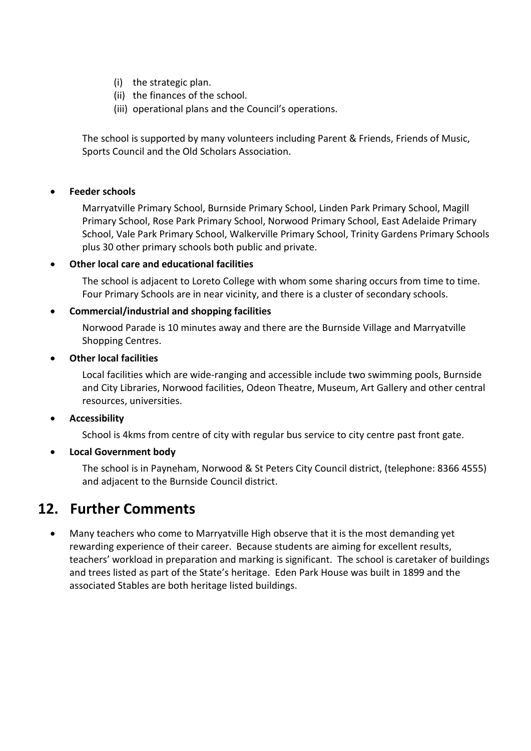(i) the strategic plan.
(ii) the finances of the school.
(iii) operational plans and the Council's operations.

The school is supported by many volunteers including Parent & Friends, Friends of Music, Sports Council and the Old Scholars Association.

- **Feeder schools**

  Marryatville Primary School, Burnside Primary School, Linden Park Primary School, Magill Primary School, Rose Park Primary School, Norwood Primary School, East Adelaide Primary School, Vale Park Primary School, Walkerville Primary School, Trinity Gardens Primary Schools plus 30 other primary schools both public and private.

- **Other local care and educational facilities**

  The school is adjacent to Loreto College with whom some sharing occurs from time to time. Four Primary Schools are in near vicinity, and there is a cluster of secondary schools.

- **Commercial/industrial and shopping facilities**

  Norwood Parade is 10 minutes away and there are the Burnside Village and Marryatville Shopping Centres.

- **Other local facilities**

  Local facilities which are wide-ranging and accessible include two swimming pools, Burnside and City Libraries, Norwood facilities, Odeon Theatre, Museum, Art Gallery and other central resources, universities.

- **Accessibility**

  School is 4kms from centre of city with regular bus service to city centre past front gate.

- **Local Government body**

  The school is in Payneham, Norwood & St Peters City Council district, (telephone: 8366 4555) and adjacent to the Burnside Council district.

## 12. Further Comments

- Many teachers who come to Marryatville High observe that it is the most demanding yet rewarding experience of their career. Because students are aiming for excellent results, teachers' workload in preparation and marking is significant. The school is caretaker of buildings and trees listed as part of the State's heritage. Eden Park House was built in 1899 and the associated Stables are both heritage listed buildings.